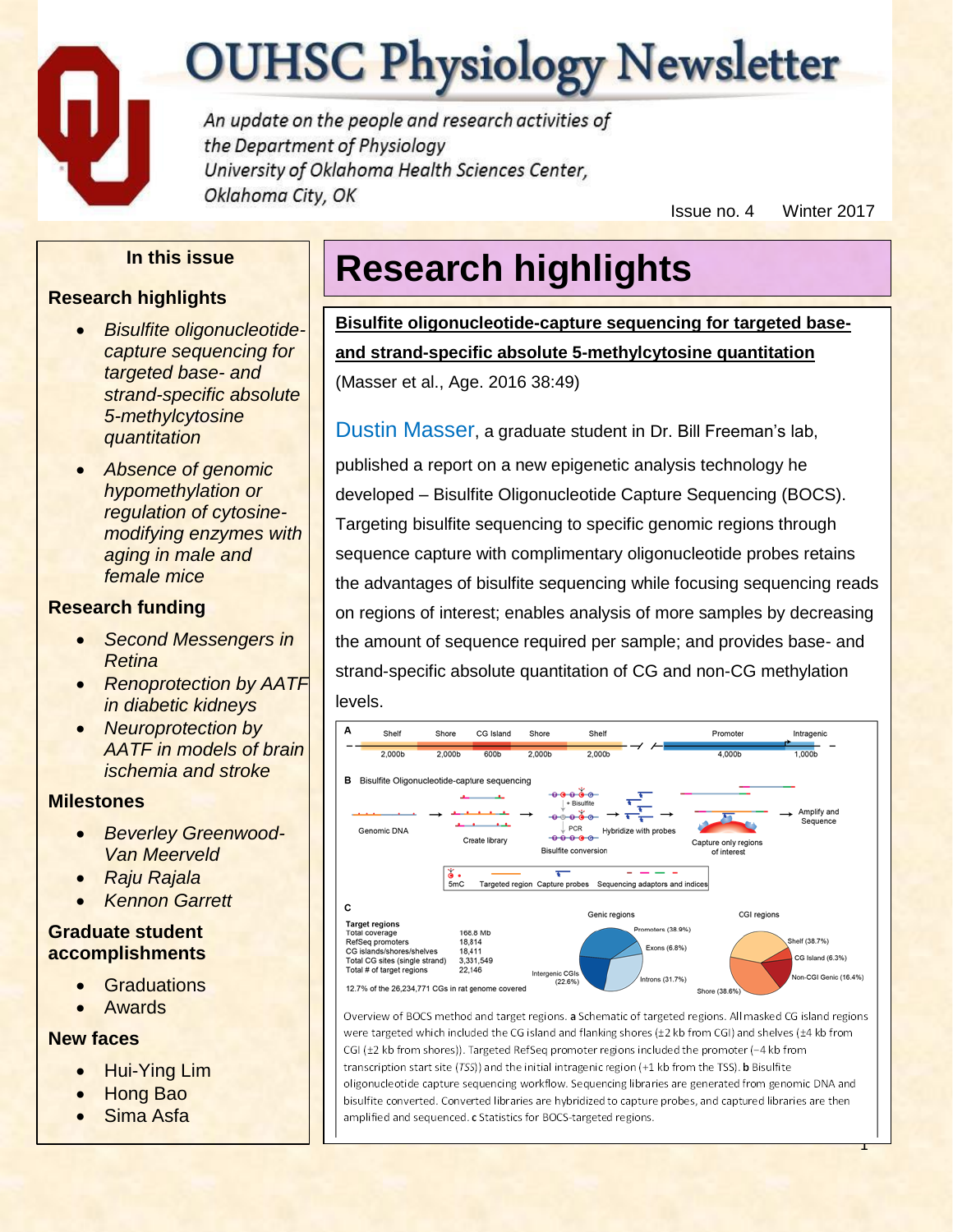# OUHSC Physiology Newsletter

*An update on the people and research activities of the Department of Physiology University of Oklahoma Health Sciences Center, Oklahoma City, OK*

Issue no. 4 Winter 2017

**In this issue**

**Research highlights**

- *Bisulfite oligonucleotide-capture sequencing for targeted base- and strand-specific absolute 5-methylcytosine quantitation*
- *Absence of genomic hypomethylation or regulation of cytosine-modifying enzymes with aging in male and female mice*

**Research funding**

- *Second Messengers in Retina*
- *Renoprotection by AATF in diabetic kidneys*
- *Neuroprotection by AATF in models of brain ischemia and stroke*

**Milestones**

- *Beverley Greenwood-Van Meerveld*
- *Raju Rajala*
- *Kennon Garrett*

**Graduate student accomplishments**

- Graduations
- Awards

**New faces**

- Hui-Ying Lim
- Hong Bao
- Sima Asfa

# Research highlights

**Bisulfite oligonucleotide-capture sequencing for targeted base- and strand-specific absolute 5-methylcytosine quantitation**

(Masser et al., Age. 2016 38:49)

Dustin Masser, a graduate student in Dr. Bill Freeman's lab, published a report on a new epigenetic analysis technology he developed – Bisulfite Oligonucleotide Capture Sequencing (BOCS). Targeting bisulfite sequencing to specific genomic regions through sequence capture with complimentary oligonucleotide probes retains the advantages of bisulfite sequencing while focusing sequencing reads on regions of interest; enables analysis of more samples by decreasing the amount of sequence required per sample; and provides base- and strand-specific absolute quantitation of CG and non-CG methylation levels.

A
Shelf Shore CG Island Shore Shelf Promoter Intragenic
2,000b 2,000b 600b 2,000b 2,000b 4,000b 1,000b

B Bisulfite Oligonucleotide-capture sequencing
Genomic DNA
Create library
+ Bisulfite
PCR
Bisulfite conversion
Hybridize with probes
Capture only regions of interest
Amplify and Sequence
5mC Targeted region Capture probes Sequencing adaptors and indices

C
Target regions
Total coverage 166.8 Mb
RefSeq promoters 18,814
CG islands/shores/shelves 18,411
Total CG sites (single strand) 3,331,549
Total # of target regions 22,146
12.7% of the 26,234,771 CGs in rat genome covered

Genic regions
Promoters (38.9%)
Exons (6.8%)
Introns (31.7%)
Intergenic CGIs (22.6%)

CGI regions
Shelf (38.7%)
CG Island (6.3%)
Non-CGI Genic (16.4%)
Shore (38.6%)

Overview of BOCS method and target regions. **a** Schematic of targeted regions. All masked CG island regions were targeted which included the CG island and flanking shores (±2 kb from CGI) and shelves (±4 kb from CGI (±2 kb from shores)). Targeted RefSeq promoter regions included the promoter (−4 kb from transcription start site (*TSS*)) and the initial intragenic region (+1 kb from the TSS). **b** Bisulfite oligonucleotide capture sequencing workflow. Sequencing libraries are generated from genomic DNA and bisulfite converted. Converted libraries are hybridized to capture probes, and captured libraries are then amplified and sequenced. **c** Statistics for BOCS-targeted regions.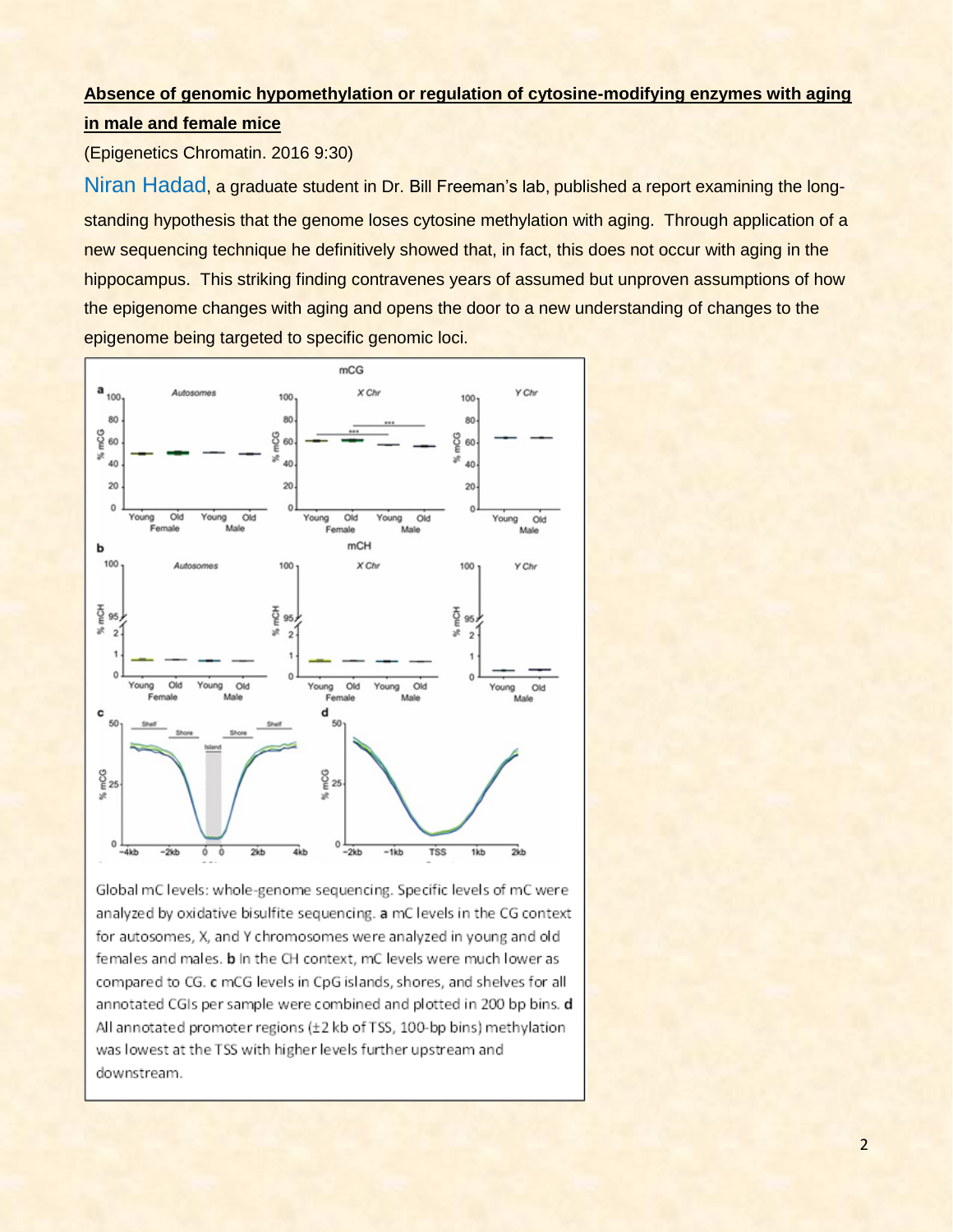**Absence of genomic hypomethylation or regulation of cytosine-modifying enzymes with aging in male and female mice**

(Epigenetics Chromatin. 2016 9:30)

Niran Hadad, a graduate student in Dr. Bill Freeman's lab, published a report examining the long-standing hypothesis that the genome loses cytosine methylation with aging. Through application of a new sequencing technique he definitively showed that, in fact, this does not occur with aging in the hippocampus. This striking finding contravenes years of assumed but unproven assumptions of how the epigenome changes with aging and opens the door to a new understanding of changes to the epigenome being targeted to specific genomic loci.

Global mC levels: whole-genome sequencing. Specific levels of mC were analyzed by oxidative bisulfite sequencing. **a** mC levels in the CG context for autosomes, X, and Y chromosomes were analyzed in young and old females and males. **b** In the CH context, mC levels were much lower as compared to CG. **c** mCG levels in CpG islands, shores, and shelves for all annotated CGIs per sample were combined and plotted in 200 bp bins. **d** All annotated promoter regions (±2 kb of TSS, 100-bp bins) methylation was lowest at the TSS with higher levels further upstream and downstream.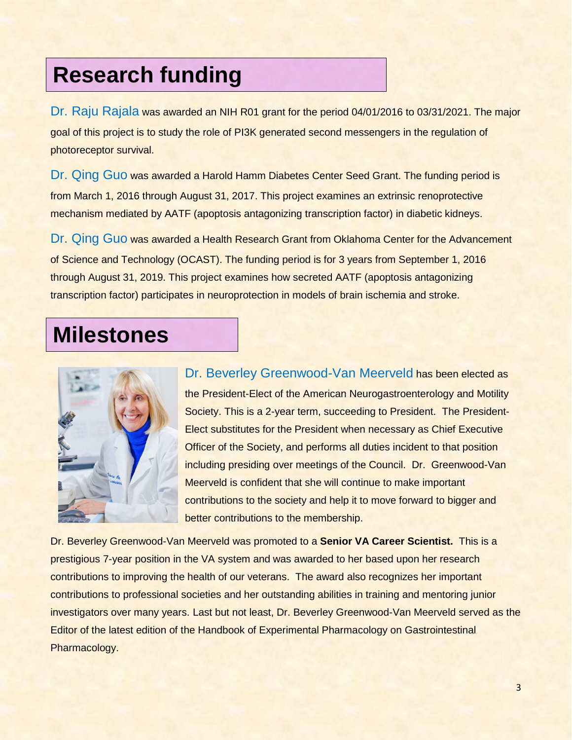# Research funding

Dr. Raju Rajala was awarded an NIH R01 grant for the period 04/01/2016 to 03/31/2021. The major goal of this project is to study the role of PI3K generated second messengers in the regulation of photoreceptor survival.

Dr. Qing Guo was awarded a Harold Hamm Diabetes Center Seed Grant. The funding period is from March 1, 2016 through August 31, 2017. This project examines an extrinsic renoprotective mechanism mediated by AATF (apoptosis antagonizing transcription factor) in diabetic kidneys.

Dr. Qing Guo was awarded a Health Research Grant from Oklahoma Center for the Advancement of Science and Technology (OCAST). The funding period is for 3 years from September 1, 2016 through August 31, 2019. This project examines how secreted AATF (apoptosis antagonizing transcription factor) participates in neuroprotection in models of brain ischemia and stroke.

# Milestones

Dr. Beverley Greenwood-Van Meerveld has been elected as the President-Elect of the American Neurogastroenterology and Motility Society. This is a 2-year term, succeeding to President. The President-Elect substitutes for the President when necessary as Chief Executive Officer of the Society, and performs all duties incident to that position including presiding over meetings of the Council. Dr. Greenwood-Van Meerveld is confident that she will continue to make important contributions to the society and help it to move forward to bigger and better contributions to the membership.

Dr. Beverley Greenwood-Van Meerveld was promoted to a **Senior VA Career Scientist.** This is a prestigious 7-year position in the VA system and was awarded to her based upon her research contributions to improving the health of our veterans. The award also recognizes her important contributions to professional societies and her outstanding abilities in training and mentoring junior investigators over many years. Last but not least, Dr. Beverley Greenwood-Van Meerveld served as the Editor of the latest edition of the Handbook of Experimental Pharmacology on Gastrointestinal Pharmacology.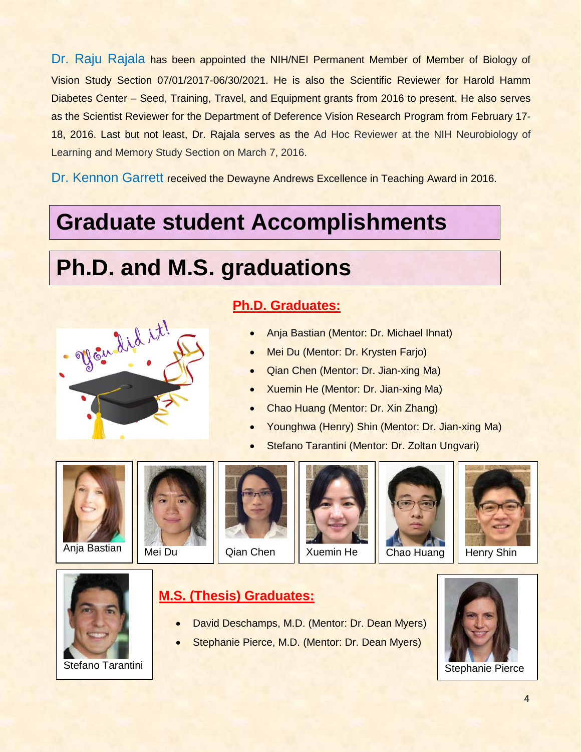Dr. Raju Rajala has been appointed the NIH/NEI Permanent Member of Member of Biology of Vision Study Section 07/01/2017-06/30/2021. He is also the Scientific Reviewer for Harold Hamm Diabetes Center – Seed, Training, Travel, and Equipment grants from 2016 to present. He also serves as the Scientist Reviewer for the Department of Deference Vision Research Program from February 17-18, 2016. Last but not least, Dr. Rajala serves as the Ad Hoc Reviewer at the NIH Neurobiology of Learning and Memory Study Section on March 7, 2016.

Dr. Kennon Garrett received the Dewayne Andrews Excellence in Teaching Award in 2016.

# Graduate student Accomplishments

# Ph.D. and M.S. graduations

## Ph.D. Graduates:

- Anja Bastian (Mentor: Dr. Michael Ihnat)
- Mei Du (Mentor: Dr. Krysten Farjo)
- Qian Chen (Mentor: Dr. Jian-xing Ma)
- Xuemin He (Mentor: Dr. Jian-xing Ma)
- Chao Huang (Mentor: Dr. Xin Zhang)
- Younghwa (Henry) Shin (Mentor: Dr. Jian-xing Ma)
- Stefano Tarantini (Mentor: Dr. Zoltan Ungvari)

Anja Bastian

Mei Du

Qian Chen

Xuemin He

Chao Huang

Henry Shin

Stefano Tarantini

## M.S. (Thesis) Graduates:

- David Deschamps, M.D. (Mentor: Dr. Dean Myers)
- Stephanie Pierce, M.D. (Mentor: Dr. Dean Myers)

Stephanie Pierce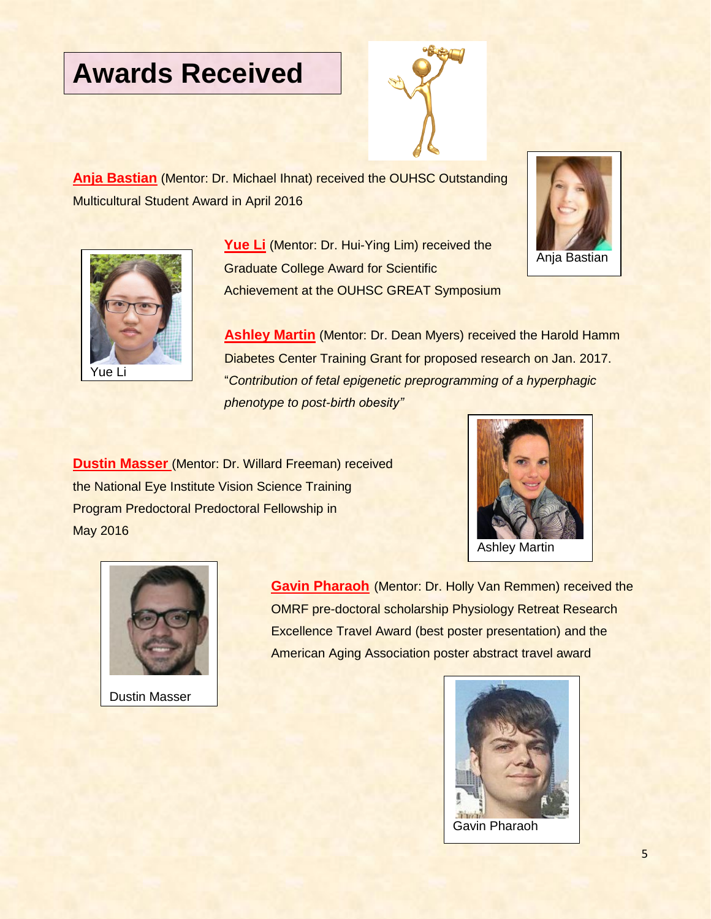# Awards Received

**Anja Bastian** (Mentor: Dr. Michael Ihnat) received the OUHSC Outstanding Multicultural Student Award in April 2016

Anja Bastian

**Yue Li** (Mentor: Dr. Hui-Ying Lim) received the Graduate College Award for Scientific Achievement at the OUHSC GREAT Symposium

Yue Li

**Ashley Martin** (Mentor: Dr. Dean Myers) received the Harold Hamm Diabetes Center Training Grant for proposed research on Jan. 2017. "*Contribution of fetal epigenetic preprogramming of a hyperphagic phenotype to post-birth obesity"*

Ashley Martin

**Dustin Masser** (Mentor: Dr. Willard Freeman) received the National Eye Institute Vision Science Training Program Predoctoral Predoctoral Fellowship in May 2016

Dustin Masser

**Gavin Pharaoh** (Mentor: Dr. Holly Van Remmen) received the OMRF pre-doctoral scholarship Physiology Retreat Research Excellence Travel Award (best poster presentation) and the American Aging Association poster abstract travel award

Gavin Pharaoh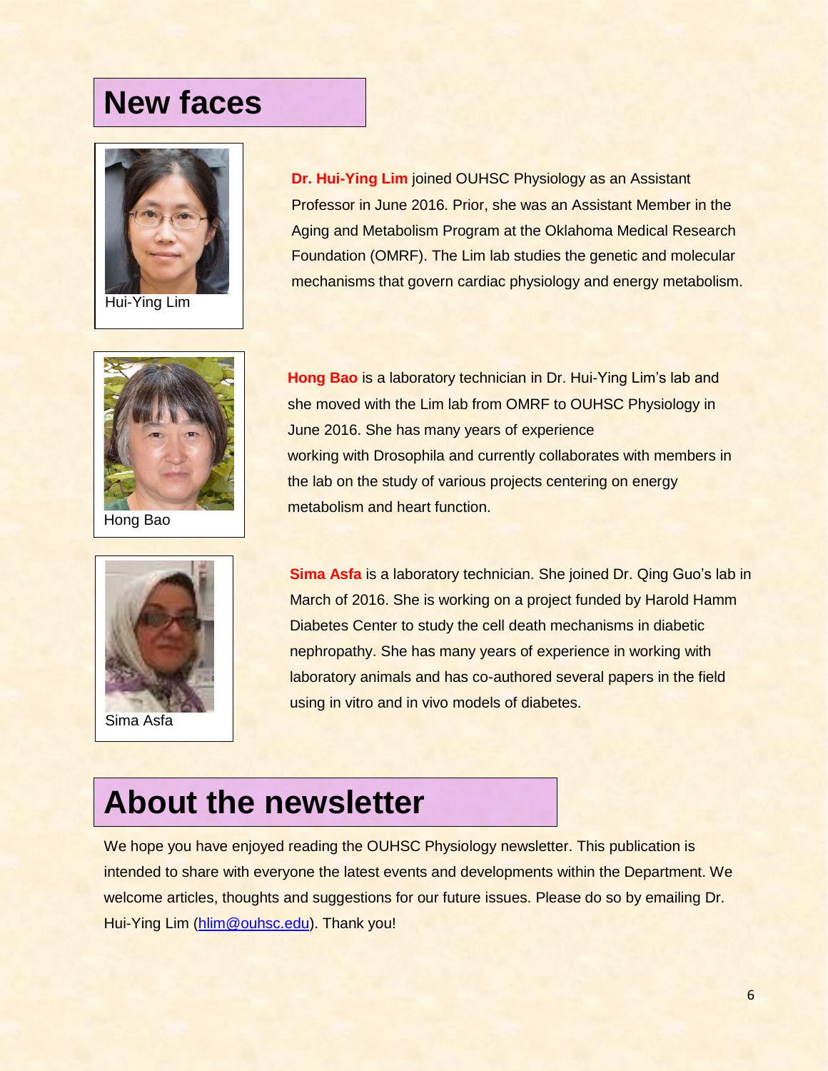## New faces

Hui-Ying Lim

**Dr. Hui-Ying Lim** joined OUHSC Physiology as an Assistant Professor in June 2016. Prior, she was an Assistant Member in the Aging and Metabolism Program at the Oklahoma Medical Research Foundation (OMRF). The Lim lab studies the genetic and molecular mechanisms that govern cardiac physiology and energy metabolism.

Hong Bao

**Hong Bao** is a laboratory technician in Dr. Hui-Ying Lim's lab and she moved with the Lim lab from OMRF to OUHSC Physiology in June 2016. She has many years of experience working with Drosophila and currently collaborates with members in the lab on the study of various projects centering on energy metabolism and heart function.

Sima Asfa

**Sima Asfa** is a laboratory technician. She joined Dr. Qing Guo's lab in March of 2016. She is working on a project funded by Harold Hamm Diabetes Center to study the cell death mechanisms in diabetic nephropathy. She has many years of experience in working with laboratory animals and has co-authored several papers in the field using in vitro and in vivo models of diabetes.

## About the newsletter

We hope you have enjoyed reading the OUHSC Physiology newsletter. This publication is intended to share with everyone the latest events and developments within the Department. We welcome articles, thoughts and suggestions for our future issues. Please do so by emailing Dr. Hui-Ying Lim (hlim@ouhsc.edu). Thank you!